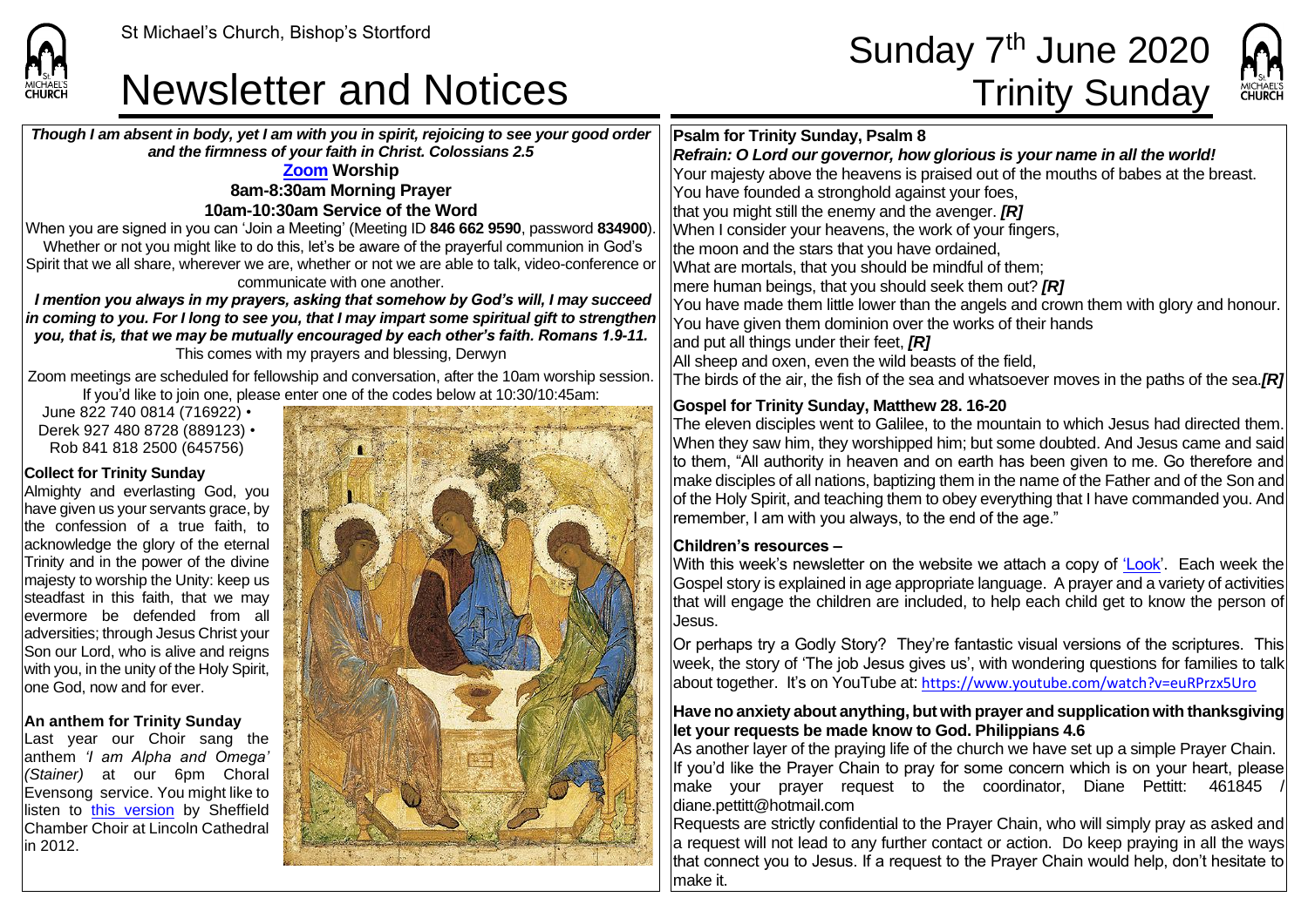St Michael's Church, Bishop's Stortford

# Newsletter and Notices

# Sunday 7th June 2020 Trinity Sunday

***Though I am absent in body, yet I am with you in spirit, rejoicing to see your good order and the firmness of your faith in Christ. Colossians 2.5***

## Zoom Worship

**8am-8:30am Morning Prayer**

**10am-10:30am Service of the Word**

When you are signed in you can 'Join a Meeting' (Meeting ID **846 662 9590**, password **834900**). Whether or not you might like to do this, let's be aware of the prayerful communion in God's Spirit that we all share, wherever we are, whether or not we are able to talk, video-conference or communicate with one another.

***I mention you always in my prayers, asking that somehow by God's will, I may succeed in coming to you. For I long to see you, that I may impart some spiritual gift to strengthen you, that is, that we may be mutually encouraged by each other's faith. Romans 1.9-11.***

This comes with my prayers and blessing, Derwyn

Zoom meetings are scheduled for fellowship and conversation, after the 10am worship session. If you'd like to join one, please enter one of the codes below at 10:30/10:45am:

June 822 740 0814 (716922) • Derek 927 480 8728 (889123) • Rob 841 818 2500 (645756)

**Collect for Trinity Sunday**

Almighty and everlasting God, you have given us your servants grace, by the confession of a true faith, to acknowledge the glory of the eternal Trinity and in the power of the divine majesty to worship the Unity: keep us steadfast in this faith, that we may evermore be defended from all adversities; through Jesus Christ your Son our Lord, who is alive and reigns with you, in the unity of the Holy Spirit, one God, now and for ever.

**An anthem for Trinity Sunday**

Last year our Choir sang the anthem *'I am Alpha and Omega' (Stainer)* at our 6pm Choral Evensong service. You might like to listen to this version by Sheffield Chamber Choir at Lincoln Cathedral in 2012.

**Psalm for Trinity Sunday, Psalm 8**

***Refrain: O Lord our governor, how glorious is your name in all the world!***

Your majesty above the heavens is praised out of the mouths of babes at the breast.
You have founded a stronghold against your foes,
that you might still the enemy and the avenger. ***[R]***
When I consider your heavens, the work of your fingers,
the moon and the stars that you have ordained,
What are mortals, that you should be mindful of them;
mere human beings, that you should seek them out? ***[R]***
You have made them little lower than the angels and crown them with glory and honour.
You have given them dominion over the works of their hands
and put all things under their feet, ***[R]***
All sheep and oxen, even the wild beasts of the field,
The birds of the air, the fish of the sea and whatsoever moves in the paths of the sea.***[R]***

**Gospel for Trinity Sunday, Matthew 28. 16-20**

The eleven disciples went to Galilee, to the mountain to which Jesus had directed them. When they saw him, they worshipped him; but some doubted. And Jesus came and said to them, "All authority in heaven and on earth has been given to me. Go therefore and make disciples of all nations, baptizing them in the name of the Father and of the Son and of the Holy Spirit, and teaching them to obey everything that I have commanded you. And remember, I am with you always, to the end of the age."

**Children's resources –**

With this week's newsletter on the website we attach a copy of 'Look'. Each week the Gospel story is explained in age appropriate language. A prayer and a variety of activities that will engage the children are included, to help each child get to know the person of Jesus.

Or perhaps try a Godly Story? They're fantastic visual versions of the scriptures. This week, the story of 'The job Jesus gives us', with wondering questions for families to talk about together. It's on YouTube at: https://www.youtube.com/watch?v=euRPrzx5Uro

**Have no anxiety about anything, but with prayer and supplication with thanksgiving let your requests be made know to God. Philippians 4.6**

As another layer of the praying life of the church we have set up a simple Prayer Chain. If you'd like the Prayer Chain to pray for some concern which is on your heart, please make your prayer request to the coordinator, Diane Pettitt: 461845 / diane.pettitt@hotmail.com

Requests are strictly confidential to the Prayer Chain, who will simply pray as asked and a request will not lead to any further contact or action. Do keep praying in all the ways that connect you to Jesus. If a request to the Prayer Chain would help, don't hesitate to make it.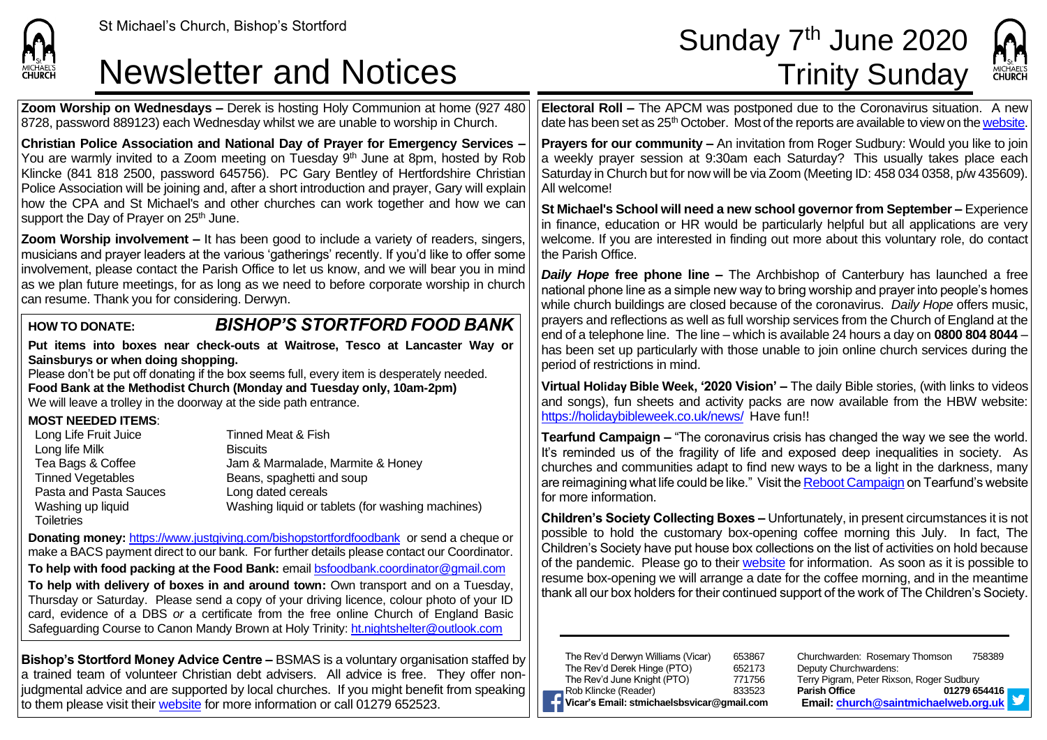St Michael's Church, Bishop's Stortford

# Newsletter and Notices

# Sunday 7th June 2020 Trinity Sunday

**Zoom Worship on Wednesdays –** Derek is hosting Holy Communion at home (927 480 8728, password 889123) each Wednesday whilst we are unable to worship in Church.

**Christian Police Association and National Day of Prayer for Emergency Services –** You are warmly invited to a Zoom meeting on Tuesday 9th June at 8pm, hosted by Rob Klincke (841 818 2500, password 645756). PC Gary Bentley of Hertfordshire Christian Police Association will be joining and, after a short introduction and prayer, Gary will explain how the CPA and St Michael's and other churches can work together and how we can support the Day of Prayer on 25th June.

**Zoom Worship involvement –** It has been good to include a variety of readers, singers, musicians and prayer leaders at the various 'gatherings' recently. If you'd like to offer some involvement, please contact the Parish Office to let us know, and we will bear you in mind as we plan future meetings, for as long as we need to before corporate worship in church can resume. Thank you for considering. Derwyn.

## HOW TO DONATE: *BISHOP'S STORTFORD FOOD BANK*

**Put items into boxes near check-outs at Waitrose, Tesco at Lancaster Way or Sainsburys or when doing shopping.**

Please don't be put off donating if the box seems full, every item is desperately needed.

**Food Bank at the Methodist Church (Monday and Tuesday only, 10am-2pm)**

We will leave a trolley in the doorway at the side path entrance.

**MOST NEEDED ITEMS**:

| | |
|---|---|
| Long Life Fruit Juice | Tinned Meat & Fish |
| Long life Milk | Biscuits |
| Tea Bags & Coffee | Jam & Marmalade, Marmite & Honey |
| Tinned Vegetables | Beans, spaghetti and soup |
| Pasta and Pasta Sauces | Long dated cereals |
| Washing up liquid | Washing liquid or tablets (for washing machines) |
| Toiletries | |

**Donating money:** https://www.justgiving.com/bishopstortfordfoodbank or send a cheque or make a BACS payment direct to our bank. For further details please contact our Coordinator.

**To help with food packing at the Food Bank:** email bsfoodbank.coordinator@gmail.com

**To help with delivery of boxes in and around town:** Own transport and on a Tuesday, Thursday or Saturday. Please send a copy of your driving licence, colour photo of your ID card, evidence of a DBS *or* a certificate from the free online Church of England Basic Safeguarding Course to Canon Mandy Brown at Holy Trinity: ht.nightshelter@outlook.com

**Bishop's Stortford Money Advice Centre –** BSMAS is a voluntary organisation staffed by a trained team of volunteer Christian debt advisers. All advice is free. They offer non-judgmental advice and are supported by local churches. If you might benefit from speaking to them please visit their website for more information or call 01279 652523.

**Electoral Roll –** The APCM was postponed due to the Coronavirus situation. A new date has been set as 25th October. Most of the reports are available to view on the website.

**Prayers for our community –** An invitation from Roger Sudbury: Would you like to join a weekly prayer session at 9:30am each Saturday? This usually takes place each Saturday in Church but for now will be via Zoom (Meeting ID: 458 034 0358, p/w 435609). All welcome!

**St Michael's School will need a new school governor from September –** Experience in finance, education or HR would be particularly helpful but all applications are very welcome. If you are interested in finding out more about this voluntary role, do contact the Parish Office.

***Daily Hope* free phone line –** The Archbishop of Canterbury has launched a free national phone line as a simple new way to bring worship and prayer into people's homes while church buildings are closed because of the coronavirus. *Daily Hope* offers music, prayers and reflections as well as full worship services from the Church of England at the end of a telephone line. The line – which is available 24 hours a day on **0800 804 8044** – has been set up particularly with those unable to join online church services during the period of restrictions in mind.

**Virtual Holiday Bible Week, '2020 Vision' –** The daily Bible stories, (with links to videos and songs), fun sheets and activity packs are now available from the HBW website: https://holidaybibleweek.co.uk/news/ Have fun!!

**Tearfund Campaign –** "The coronavirus crisis has changed the way we see the world. It's reminded us of the fragility of life and exposed deep inequalities in society. As churches and communities adapt to find new ways to be a light in the darkness, many are reimagining what life could be like." Visit the Reboot Campaign on Tearfund's website for more information.

**Children's Society Collecting Boxes –** Unfortunately, in present circumstances it is not possible to hold the customary box-opening coffee morning this July. In fact, The Children's Society have put house box collections on the list of activities on hold because of the pandemic. Please go to their website for information. As soon as it is possible to resume box-opening we will arrange a date for the coffee morning, and in the meantime thank all our box holders for their continued support of the work of The Children's Society.

| | | | |
|---|---|---|---|
| The Rev'd Derwyn Williams (Vicar) | 653867 | Churchwarden: Rosemary Thomson | 758389 |
| The Rev'd Derek Hinge (PTO) | 652173 | Deputy Churchwardens: | |
| The Rev'd June Knight (PTO) | 771756 | Terry Pigram, Peter Rixson, Roger Sudbury | |
| Rob Klincke (Reader) | 833523 | **Parish Office** | **01279 654416** |
| **Vicar's Email: stmichaelsbsvicar@gmail.com** | | **Email: church@saintmichaelweb.org.uk** | |